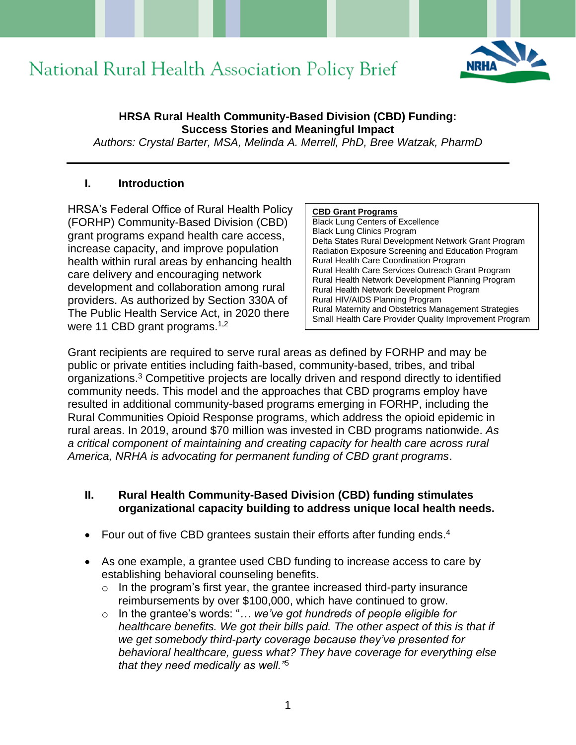# National Rural Health Association Policy Brief

**HRSA Rural Health Community-Based Division (CBD) Funding: Success Stories and Meaningful Impact**

*Authors: Crystal Barter, MSA, Melinda A. Merrell, PhD, Bree Watzak, PharmD*

## I. Introduction

HRSA's Federal Office of Rural Health Policy (FORHP) Community-Based Division (CBD) grant programs expand health care access, increase capacity, and improve population health within rural areas by enhancing health care delivery and encouraging network development and collaboration among rural providers. As authorized by Section 330A of The Public Health Service Act, in 2020 there were 11 CBD grant programs.[1,2]

**CBD Grant Programs**
- Black Lung Centers of Excellence
- Black Lung Clinics Program
- Delta States Rural Development Network Grant Program
- Radiation Exposure Screening and Education Program
- Rural Health Care Coordination Program
- Rural Health Care Services Outreach Grant Program
- Rural Health Network Development Planning Program
- Rural Health Network Development Program
- Rural HIV/AIDS Planning Program
- Rural Maternity and Obstetrics Management Strategies
- Small Health Care Provider Quality Improvement Program

Grant recipients are required to serve rural areas as defined by FORHP and may be public or private entities including faith-based, community-based, tribes, and tribal organizations.[3] Competitive projects are locally driven and respond directly to identified community needs. This model and the approaches that CBD programs employ have resulted in additional community-based programs emerging in FORHP, including the Rural Communities Opioid Response programs, which address the opioid epidemic in rural areas. In 2019, around $70 million was invested in CBD programs nationwide. *As a critical component of maintaining and creating capacity for health care across rural America, NRHA is advocating for permanent funding of CBD grant programs*.

## II. Rural Health Community-Based Division (CBD) funding stimulates organizational capacity building to address unique local health needs.

- Four out of five CBD grantees sustain their efforts after funding ends.[4]
- As one example, a grantee used CBD funding to increase access to care by establishing behavioral counseling benefits.
  - In the program's first year, the grantee increased third-party insurance reimbursements by over $100,000, which have continued to grow.
  - In the grantee's words: "*… we've got hundreds of people eligible for healthcare benefits. We got their bills paid. The other aspect of this is that if we get somebody third-party coverage because they've presented for behavioral healthcare, guess what? They have coverage for everything else that they need medically as well.*"[5]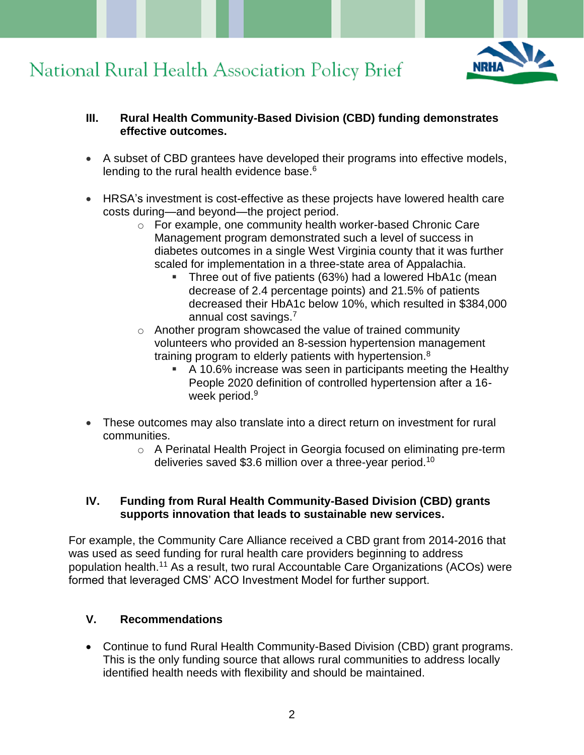### III. Rural Health Community-Based Division (CBD) funding demonstrates effective outcomes.

- A subset of CBD grantees have developed their programs into effective models, lending to the rural health evidence base.[6]
- HRSA's investment is cost-effective as these projects have lowered health care costs during—and beyond—the project period.
  - For example, one community health worker-based Chronic Care Management program demonstrated such a level of success in diabetes outcomes in a single West Virginia county that it was further scaled for implementation in a three-state area of Appalachia.
    - Three out of five patients (63%) had a lowered HbA1c (mean decrease of 2.4 percentage points) and 21.5% of patients decreased their HbA1c below 10%, which resulted in $384,000 annual cost savings.[7]
  - Another program showcased the value of trained community volunteers who provided an 8-session hypertension management training program to elderly patients with hypertension.[8]
    - A 10.6% increase was seen in participants meeting the Healthy People 2020 definition of controlled hypertension after a 16-week period.[9]
- These outcomes may also translate into a direct return on investment for rural communities.
  - A Perinatal Health Project in Georgia focused on eliminating pre-term deliveries saved $3.6 million over a three-year period.[10]

### IV. Funding from Rural Health Community-Based Division (CBD) grants supports innovation that leads to sustainable new services.

For example, the Community Care Alliance received a CBD grant from 2014-2016 that was used as seed funding for rural health care providers beginning to address population health.[11] As a result, two rural Accountable Care Organizations (ACOs) were formed that leveraged CMS' ACO Investment Model for further support.

### V. Recommendations

- Continue to fund Rural Health Community-Based Division (CBD) grant programs. This is the only funding source that allows rural communities to address locally identified health needs with flexibility and should be maintained.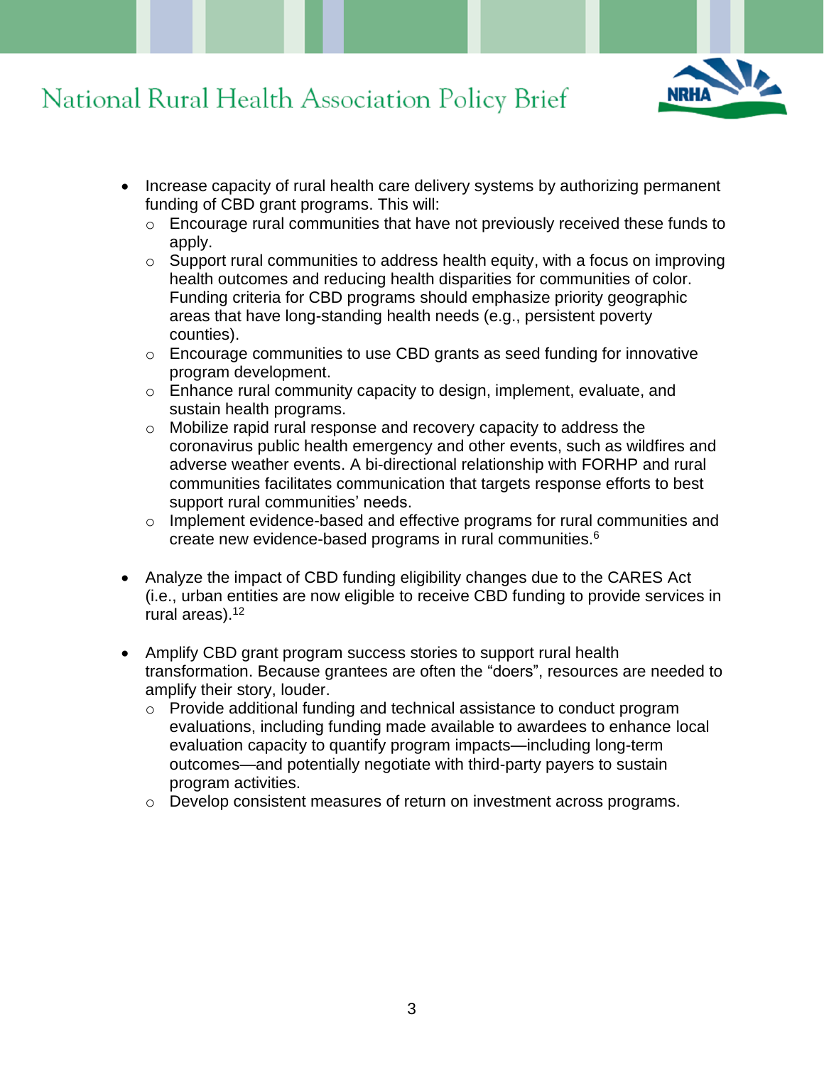- Increase capacity of rural health care delivery systems by authorizing permanent funding of CBD grant programs. This will:
  - Encourage rural communities that have not previously received these funds to apply.
  - Support rural communities to address health equity, with a focus on improving health outcomes and reducing health disparities for communities of color. Funding criteria for CBD programs should emphasize priority geographic areas that have long-standing health needs (e.g., persistent poverty counties).
  - Encourage communities to use CBD grants as seed funding for innovative program development.
  - Enhance rural community capacity to design, implement, evaluate, and sustain health programs.
  - Mobilize rapid rural response and recovery capacity to address the coronavirus public health emergency and other events, such as wildfires and adverse weather events. A bi-directional relationship with FORHP and rural communities facilitates communication that targets response efforts to best support rural communities' needs.
  - Implement evidence-based and effective programs for rural communities and create new evidence-based programs in rural communities.[6]

- Analyze the impact of CBD funding eligibility changes due to the CARES Act (i.e., urban entities are now eligible to receive CBD funding to provide services in rural areas).[12]

- Amplify CBD grant program success stories to support rural health transformation. Because grantees are often the "doers", resources are needed to amplify their story, louder.
  - Provide additional funding and technical assistance to conduct program evaluations, including funding made available to awardees to enhance local evaluation capacity to quantify program impacts—including long-term outcomes—and potentially negotiate with third-party payers to sustain program activities.
  - Develop consistent measures of return on investment across programs.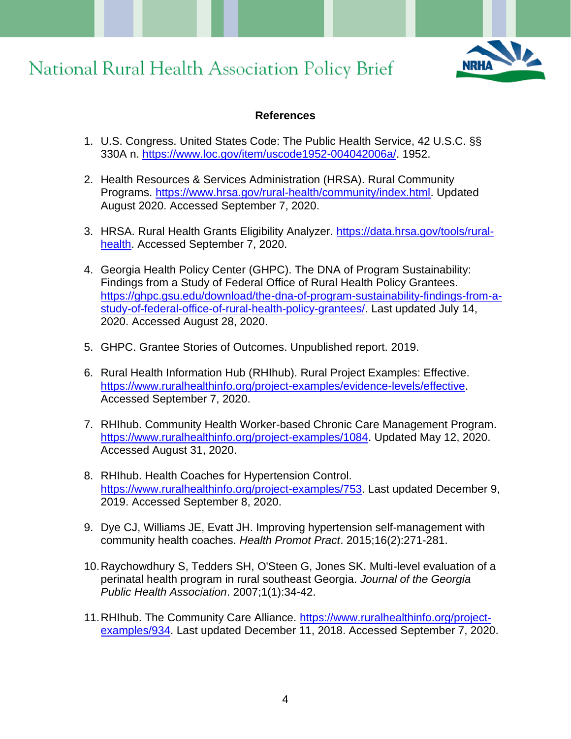## References

1. U.S. Congress. United States Code: The Public Health Service, 42 U.S.C. §§ 330A n. https://www.loc.gov/item/uscode1952-004042006a/. 1952.

2. Health Resources & Services Administration (HRSA). Rural Community Programs. https://www.hrsa.gov/rural-health/community/index.html. Updated August 2020. Accessed September 7, 2020.

3. HRSA. Rural Health Grants Eligibility Analyzer. https://data.hrsa.gov/tools/rural-health. Accessed September 7, 2020.

4. Georgia Health Policy Center (GHPC). The DNA of Program Sustainability: Findings from a Study of Federal Office of Rural Health Policy Grantees. https://ghpc.gsu.edu/download/the-dna-of-program-sustainability-findings-from-a-study-of-federal-office-of-rural-health-policy-grantees/. Last updated July 14, 2020. Accessed August 28, 2020.

5. GHPC. Grantee Stories of Outcomes. Unpublished report. 2019.

6. Rural Health Information Hub (RHIhub). Rural Project Examples: Effective. https://www.ruralhealthinfo.org/project-examples/evidence-levels/effective. Accessed September 7, 2020.

7. RHIhub. Community Health Worker-based Chronic Care Management Program. https://www.ruralhealthinfo.org/project-examples/1084. Updated May 12, 2020. Accessed August 31, 2020.

8. RHIhub. Health Coaches for Hypertension Control. https://www.ruralhealthinfo.org/project-examples/753. Last updated December 9, 2019. Accessed September 8, 2020.

9. Dye CJ, Williams JE, Evatt JH. Improving hypertension self-management with community health coaches. *Health Promot Pract*. 2015;16(2):271-281.

10. Raychowdhury S, Tedders SH, O'Steen G, Jones SK. Multi-level evaluation of a perinatal health program in rural southeast Georgia. *Journal of the Georgia Public Health Association*. 2007;1(1):34-42.

11. RHIhub. The Community Care Alliance. https://www.ruralhealthinfo.org/project-examples/934. Last updated December 11, 2018. Accessed September 7, 2020.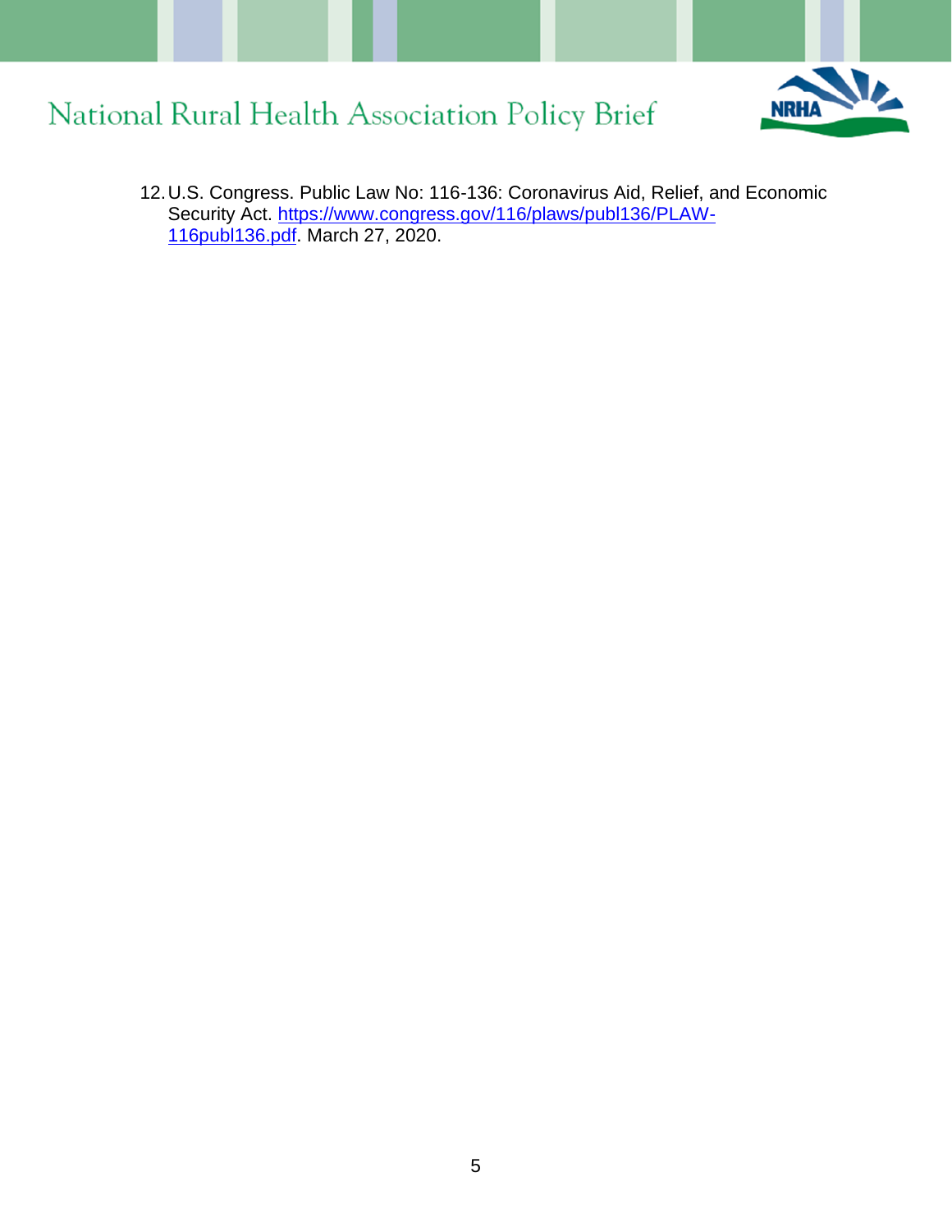12. U.S. Congress. Public Law No: 116-136: Coronavirus Aid, Relief, and Economic Security Act. https://www.congress.gov/116/plaws/publ136/PLAW-116publ136.pdf. March 27, 2020.